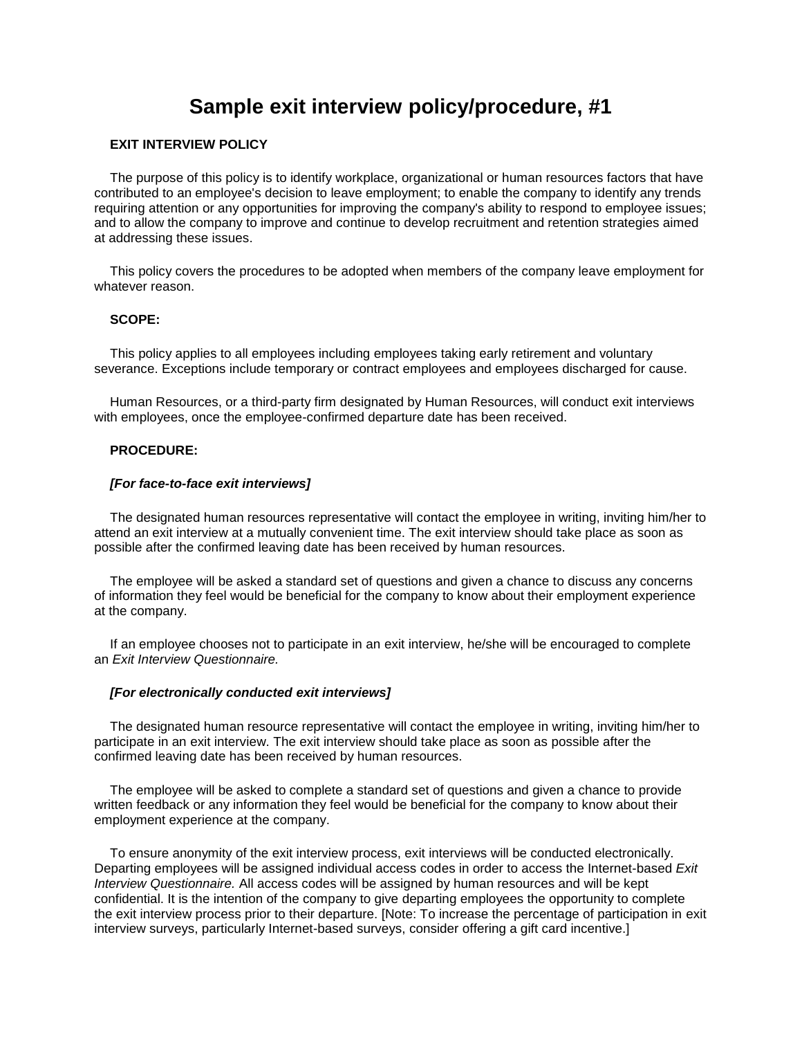# Sample exit interview policy/procedure, #1

**EXIT INTERVIEW POLICY**

The purpose of this policy is to identify workplace, organizational or human resources factors that have contributed to an employee's decision to leave employment; to enable the company to identify any trends requiring attention or any opportunities for improving the company's ability to respond to employee issues; and to allow the company to improve and continue to develop recruitment and retention strategies aimed at addressing these issues.

This policy covers the procedures to be adopted when members of the company leave employment for whatever reason.

**SCOPE:**

This policy applies to all employees including employees taking early retirement and voluntary severance. Exceptions include temporary or contract employees and employees discharged for cause.

Human Resources, or a third-party firm designated by Human Resources, will conduct exit interviews with employees, once the employee-confirmed departure date has been received.

**PROCEDURE:**

***[For face-to-face exit interviews]***

The designated human resources representative will contact the employee in writing, inviting him/her to attend an exit interview at a mutually convenient time. The exit interview should take place as soon as possible after the confirmed leaving date has been received by human resources.

The employee will be asked a standard set of questions and given a chance to discuss any concerns of information they feel would be beneficial for the company to know about their employment experience at the company.

If an employee chooses not to participate in an exit interview, he/she will be encouraged to complete an *Exit Interview Questionnaire.*

***[For electronically conducted exit interviews]***

The designated human resource representative will contact the employee in writing, inviting him/her to participate in an exit interview. The exit interview should take place as soon as possible after the confirmed leaving date has been received by human resources.

The employee will be asked to complete a standard set of questions and given a chance to provide written feedback or any information they feel would be beneficial for the company to know about their employment experience at the company.

To ensure anonymity of the exit interview process, exit interviews will be conducted electronically. Departing employees will be assigned individual access codes in order to access the Internet-based *Exit Interview Questionnaire.* All access codes will be assigned by human resources and will be kept confidential. It is the intention of the company to give departing employees the opportunity to complete the exit interview process prior to their departure. [Note: To increase the percentage of participation in exit interview surveys, particularly Internet-based surveys, consider offering a gift card incentive.]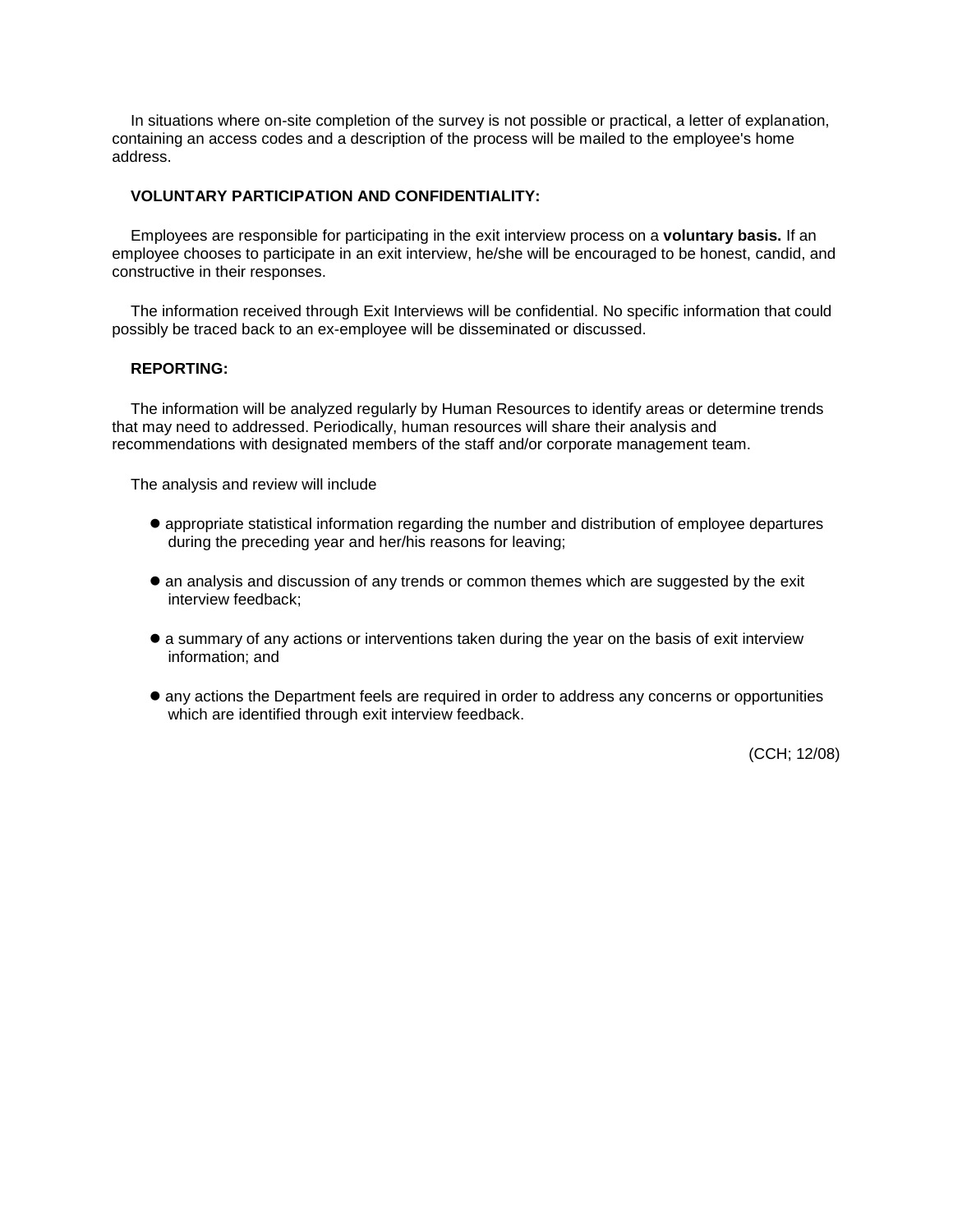In situations where on-site completion of the survey is not possible or practical, a letter of explanation, containing an access codes and a description of the process will be mailed to the employee's home address.

**VOLUNTARY PARTICIPATION AND CONFIDENTIALITY:**

Employees are responsible for participating in the exit interview process on a **voluntary basis.** If an employee chooses to participate in an exit interview, he/she will be encouraged to be honest, candid, and constructive in their responses.

The information received through Exit Interviews will be confidential. No specific information that could possibly be traced back to an ex-employee will be disseminated or discussed.

**REPORTING:**

The information will be analyzed regularly by Human Resources to identify areas or determine trends that may need to addressed. Periodically, human resources will share their analysis and recommendations with designated members of the staff and/or corporate management team.

The analysis and review will include

- appropriate statistical information regarding the number and distribution of employee departures during the preceding year and her/his reasons for leaving;
- an analysis and discussion of any trends or common themes which are suggested by the exit interview feedback;
- a summary of any actions or interventions taken during the year on the basis of exit interview information; and
- any actions the Department feels are required in order to address any concerns or opportunities which are identified through exit interview feedback.

(CCH; 12/08)